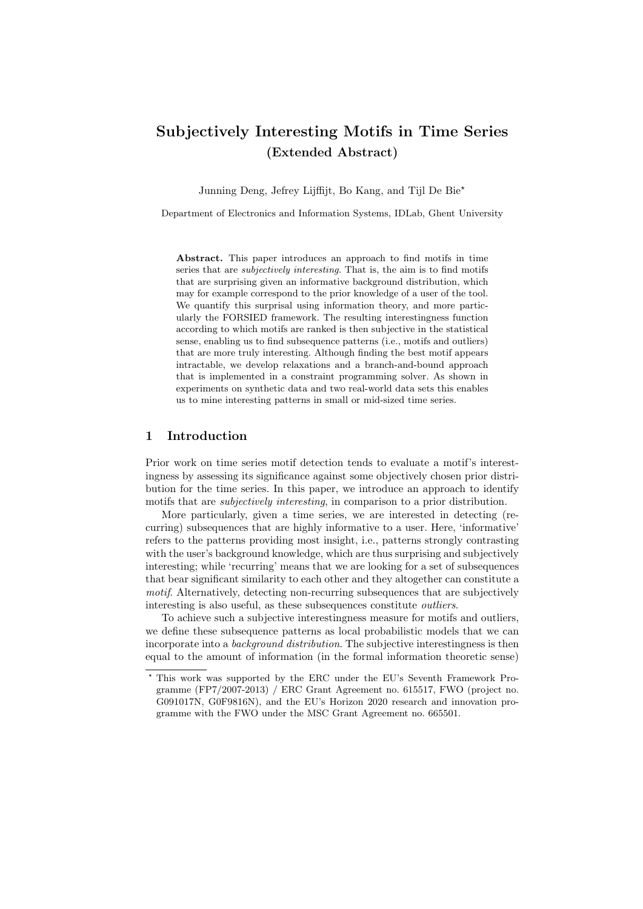# Subjectively Interesting Motifs in Time Series
## (Extended Abstract)

Junning Deng, Jefrey Lijffijt, Bo Kang, and Tijl De Bie*

Department of Electronics and Information Systems, IDLab, Ghent University

**Abstract.** This paper introduces an approach to find motifs in time series that are *subjectively interesting*. That is, the aim is to find motifs that are surprising given an informative background distribution, which may for example correspond to the prior knowledge of a user of the tool. We quantify this surprisal using information theory, and more particularly the FORSIED framework. The resulting interestingness function according to which motifs are ranked is then subjective in the statistical sense, enabling us to find subsequence patterns (i.e., motifs and outliers) that are more truly interesting. Although finding the best motif appears intractable, we develop relaxations and a branch-and-bound approach that is implemented in a constraint programming solver. As shown in experiments on synthetic data and two real-world data sets this enables us to mine interesting patterns in small or mid-sized time series.

## 1 Introduction

Prior work on time series motif detection tends to evaluate a motif's interestingness by assessing its significance against some objectively chosen prior distribution for the time series. In this paper, we introduce an approach to identify motifs that are *subjectively interesting*, in comparison to a prior distribution.

More particularly, given a time series, we are interested in detecting (recurring) subsequences that are highly informative to a user. Here, 'informative' refers to the patterns providing most insight, i.e., patterns strongly contrasting with the user's background knowledge, which are thus surprising and subjectively interesting; while 'recurring' means that we are looking for a set of subsequences that bear significant similarity to each other and they altogether can constitute a *motif*. Alternatively, detecting non-recurring subsequences that are subjectively interesting is also useful, as these subsequences constitute *outliers*.

To achieve such a subjective interestingness measure for motifs and outliers, we define these subsequence patterns as local probabilistic models that we can incorporate into a *background distribution*. The subjective interestingness is then equal to the amount of information (in the formal information theoretic sense)

* This work was supported by the ERC under the EU's Seventh Framework Programme (FP7/2007-2013) / ERC Grant Agreement no. 615517, FWO (project no. G091017N, G0F9816N), and the EU's Horizon 2020 research and innovation programme with the FWO under the MSC Grant Agreement no. 665501.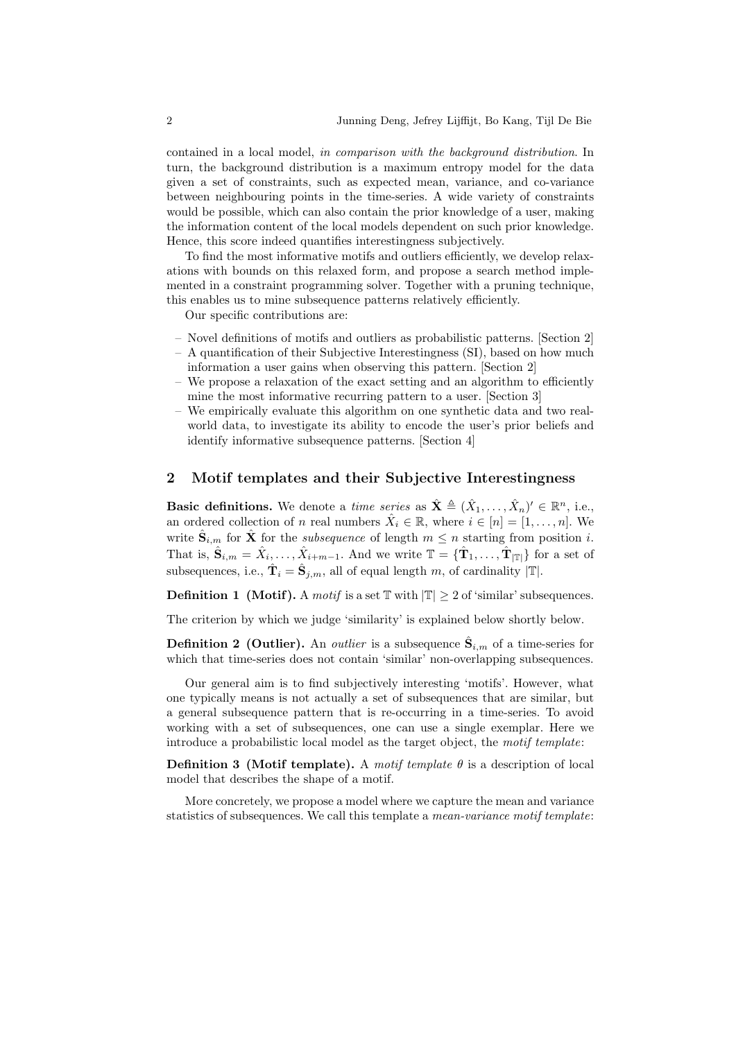contained in a local model, *in comparison with the background distribution*. In turn, the background distribution is a maximum entropy model for the data given a set of constraints, such as expected mean, variance, and co-variance between neighbouring points in the time-series. A wide variety of constraints would be possible, which can also contain the prior knowledge of a user, making the information content of the local models dependent on such prior knowledge. Hence, this score indeed quantifies interestingness subjectively.

To find the most informative motifs and outliers efficiently, we develop relaxations with bounds on this relaxed form, and propose a search method implemented in a constraint programming solver. Together with a pruning technique, this enables us to mine subsequence patterns relatively efficiently.

Our specific contributions are:

- Novel definitions of motifs and outliers as probabilistic patterns. [Section 2]
- A quantification of their Subjective Interestingness (SI), based on how much information a user gains when observing this pattern. [Section 2]
- We propose a relaxation of the exact setting and an algorithm to efficiently mine the most informative recurring pattern to a user. [Section 3]
- We empirically evaluate this algorithm on one synthetic data and two real-world data, to investigate its ability to encode the user's prior beliefs and identify informative subsequence patterns. [Section 4]

## 2 Motif templates and their Subjective Interestingness

**Basic definitions.** We denote a *time series* as $\hat{\mathbf{X}} \triangleq (\hat{X}_1, \ldots, \hat{X}_n)' \in \mathbb{R}^n$, i.e., an ordered collection of $n$ real numbers $\hat{X}_i \in \mathbb{R}$, where $i \in [n] = [1, \ldots, n]$. We write $\hat{\mathbf{S}}_{i,m}$ for $\hat{\mathbf{X}}$ for the *subsequence* of length $m \leq n$ starting from position $i$. That is, $\hat{\mathbf{S}}_{i,m} = \hat{X}_i, \ldots, \hat{X}_{i+m-1}$. And we write $\mathbb{T} = \{\hat{\mathbf{T}}_1, \ldots, \hat{\mathbf{T}}_{|\mathbb{T}|}\}$ for a set of subsequences, i.e., $\hat{\mathbf{T}}_i = \hat{\mathbf{S}}_{j,m}$, all of equal length $m$, of cardinality $|\mathbb{T}|$.

**Definition 1 (Motif).** A *motif* is a set $\mathbb{T}$ with $|\mathbb{T}| \geq 2$ of 'similar' subsequences.

The criterion by which we judge 'similarity' is explained below shortly below.

**Definition 2 (Outlier).** An *outlier* is a subsequence $\hat{\mathbf{S}}_{i,m}$ of a time-series for which that time-series does not contain 'similar' non-overlapping subsequences.

Our general aim is to find subjectively interesting 'motifs'. However, what one typically means is not actually a set of subsequences that are similar, but a general subsequence pattern that is re-occurring in a time-series. To avoid working with a set of subsequences, one can use a single exemplar. Here we introduce a probabilistic local model as the target object, the *motif template*:

**Definition 3 (Motif template).** A *motif template* $\theta$ is a description of local model that describes the shape of a motif.

More concretely, we propose a model where we capture the mean and variance statistics of subsequences. We call this template a *mean-variance motif template*: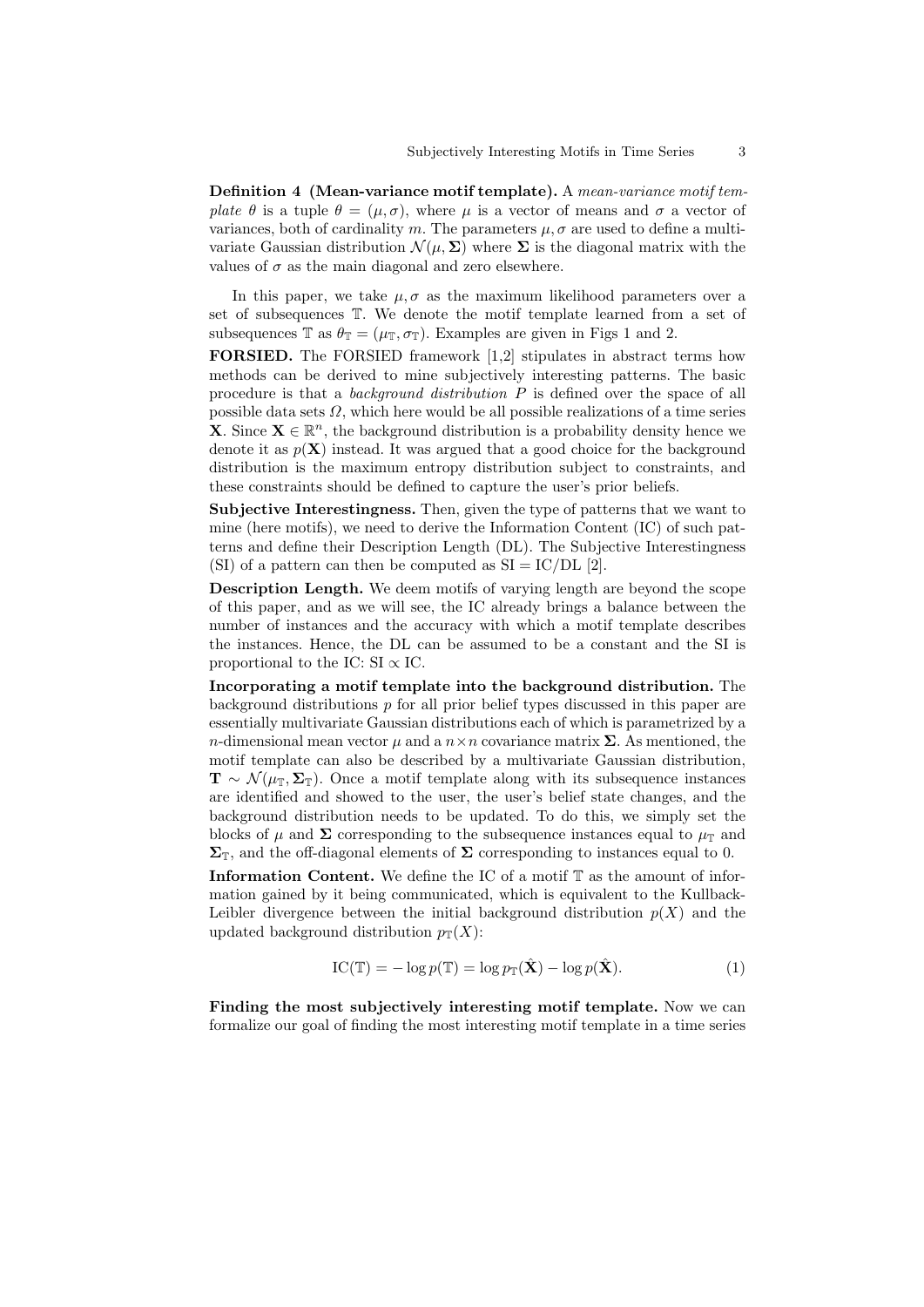**Definition 4 (Mean-variance motif template).** A *mean-variance motif template* $\theta$ is a tuple $\theta = (\mu, \sigma)$, where $\mu$ is a vector of means and $\sigma$ a vector of variances, both of cardinality $m$. The parameters $\mu, \sigma$ are used to define a multivariate Gaussian distribution $\mathcal{N}(\mu, \mathbf{\Sigma})$ where $\mathbf{\Sigma}$ is the diagonal matrix with the values of $\sigma$ as the main diagonal and zero elsewhere.

In this paper, we take $\mu, \sigma$ as the maximum likelihood parameters over a set of subsequences $\mathbb{T}$. We denote the motif template learned from a set of subsequences $\mathbb{T}$ as $\theta_{\mathbb{T}} = (\mu_{\mathbb{T}}, \sigma_{\mathbb{T}})$. Examples are given in Figs 1 and 2.

**FORSIED.** The FORSIED framework [1,2] stipulates in abstract terms how methods can be derived to mine subjectively interesting patterns. The basic procedure is that a *background distribution* $P$ is defined over the space of all possible data sets $\Omega$, which here would be all possible realizations of a time series $\mathbf{X}$. Since $\mathbf{X} \in \mathbb{R}^n$, the background distribution is a probability density hence we denote it as $p(\mathbf{X})$ instead. It was argued that a good choice for the background distribution is the maximum entropy distribution subject to constraints, and these constraints should be defined to capture the user's prior beliefs.

**Subjective Interestingness.** Then, given the type of patterns that we want to mine (here motifs), we need to derive the Information Content (IC) of such patterns and define their Description Length (DL). The Subjective Interestingness (SI) of a pattern can then be computed as $\text{SI} = \text{IC}/\text{DL}$ [2].

**Description Length.** We deem motifs of varying length are beyond the scope of this paper, and as we will see, the IC already brings a balance between the number of instances and the accuracy with which a motif template describes the instances. Hence, the DL can be assumed to be a constant and the SI is proportional to the IC: $\text{SI} \propto \text{IC}$.

**Incorporating a motif template into the background distribution.** The background distributions $p$ for all prior belief types discussed in this paper are essentially multivariate Gaussian distributions each of which is parametrized by a $n$-dimensional mean vector $\mu$ and a $n \times n$ covariance matrix $\mathbf{\Sigma}$. As mentioned, the motif template can also be described by a multivariate Gaussian distribution, $\mathbf{T} \sim \mathcal{N}(\mu_{\mathbb{T}}, \mathbf{\Sigma}_{\mathbb{T}})$. Once a motif template along with its subsequence instances are identified and showed to the user, the user's belief state changes, and the background distribution needs to be updated. To do this, we simply set the blocks of $\mu$ and $\mathbf{\Sigma}$ corresponding to the subsequence instances equal to $\mu_{\mathbb{T}}$ and $\mathbf{\Sigma}_{\mathbb{T}}$, and the off-diagonal elements of $\mathbf{\Sigma}$ corresponding to instances equal to 0.

**Information Content.** We define the IC of a motif $\mathbb{T}$ as the amount of information gained by it being communicated, which is equivalent to the Kullback-Leibler divergence between the initial background distribution $p(X)$ and the updated background distribution $p_{\mathbb{T}}(X)$:

$$\text{IC}(\mathbb{T}) = -\log p(\mathbb{T}) = \log p_{\mathbb{T}}(\hat{\mathbf{X}}) - \log p(\hat{\mathbf{X}}). \tag{1}$$

**Finding the most subjectively interesting motif template.** Now we can formalize our goal of finding the most interesting motif template in a time series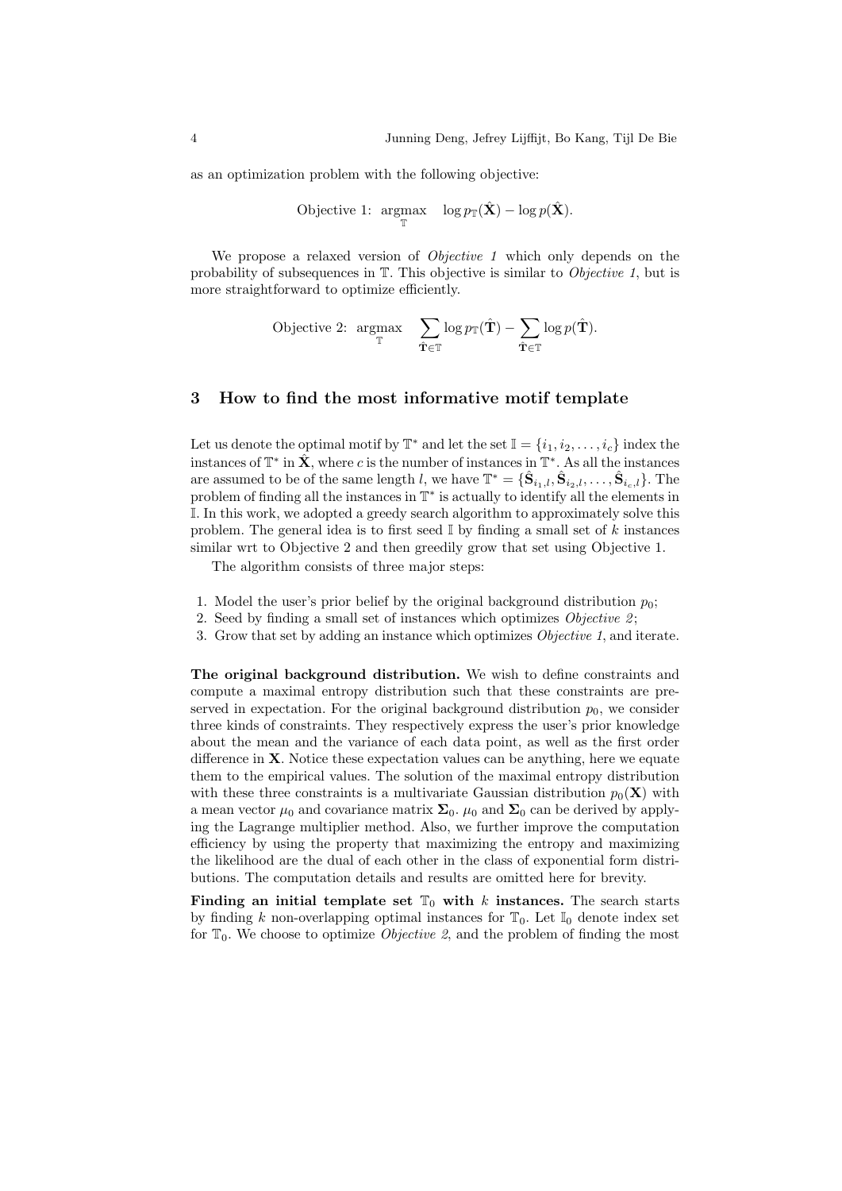as an optimization problem with the following objective:

$$\text{Objective 1: } \underset{\mathbb{T}}{\operatorname{argmax}} \quad \log p_{\mathbb{T}}(\hat{\mathbf{X}}) - \log p(\hat{\mathbf{X}}).$$

We propose a relaxed version of *Objective 1* which only depends on the probability of subsequences in $\mathbb{T}$. This objective is similar to *Objective 1*, but is more straightforward to optimize efficiently.

$$\text{Objective 2: } \underset{\mathbb{T}}{\operatorname{argmax}} \quad \sum_{\hat{\mathbf{T}} \in \mathbb{T}} \log p_{\mathbb{T}}(\hat{\mathbf{T}}) - \sum_{\hat{\mathbf{T}} \in \mathbb{T}} \log p(\hat{\mathbf{T}}).$$

## 3 How to find the most informative motif template

Let us denote the optimal motif by $\mathbb{T}^*$ and let the set $\mathbb{I} = \{i_1, i_2, \ldots, i_c\}$ index the instances of $\mathbb{T}^*$ in $\hat{\mathbf{X}}$, where $c$ is the number of instances in $\mathbb{T}^*$. As all the instances are assumed to be of the same length $l$, we have $\mathbb{T}^* = \{\hat{\mathbf{S}}_{i_1,l}, \hat{\mathbf{S}}_{i_2,l}, \ldots, \hat{\mathbf{S}}_{i_c,l}\}$. The problem of finding all the instances in $\mathbb{T}^*$ is actually to identify all the elements in $\mathbb{I}$. In this work, we adopted a greedy search algorithm to approximately solve this problem. The general idea is to first seed $\mathbb{I}$ by finding a small set of $k$ instances similar wrt to Objective 2 and then greedily grow that set using Objective 1.

The algorithm consists of three major steps:

1. Model the user's prior belief by the original background distribution $p_0$;
2. Seed by finding a small set of instances which optimizes *Objective 2*;
3. Grow that set by adding an instance which optimizes *Objective 1*, and iterate.

**The original background distribution.** We wish to define constraints and compute a maximal entropy distribution such that these constraints are preserved in expectation. For the original background distribution $p_0$, we consider three kinds of constraints. They respectively express the user's prior knowledge about the mean and the variance of each data point, as well as the first order difference in $\mathbf{X}$. Notice these expectation values can be anything, here we equate them to the empirical values. The solution of the maximal entropy distribution with these three constraints is a multivariate Gaussian distribution $p_0(\mathbf{X})$ with a mean vector $\mu_0$ and covariance matrix $\mathbf{\Sigma}_0$. $\mu_0$ and $\mathbf{\Sigma}_0$ can be derived by applying the Lagrange multiplier method. Also, we further improve the computation efficiency by using the property that maximizing the entropy and maximizing the likelihood are the dual of each other in the class of exponential form distributions. The computation details and results are omitted here for brevity.

**Finding an initial template set $\mathbb{T}_0$ with $k$ instances.** The search starts by finding $k$ non-overlapping optimal instances for $\mathbb{T}_0$. Let $\mathbb{I}_0$ denote index set for $\mathbb{T}_0$. We choose to optimize *Objective 2*, and the problem of finding the most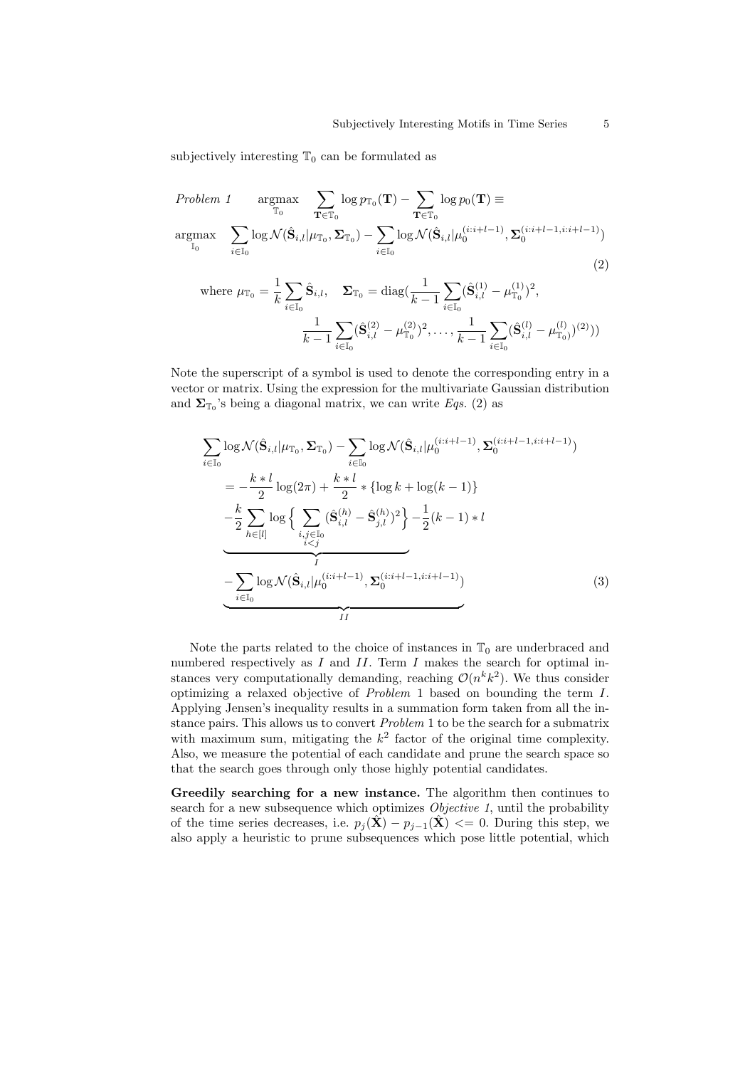subjectively interesting $\mathbb{T}_0$ can be formulated as

$$\textit{Problem 1} \qquad \underset{\mathbb{T}_0}{\operatorname{argmax}} \sum_{\mathbf{T}\in\mathbb{T}_0} \log p_{\mathbb{T}_0}(\mathbf{T}) - \sum_{\mathbf{T}\in\mathbb{T}_0} \log p_0(\mathbf{T}) \equiv$$

$$\underset{\mathbb{I}_0}{\operatorname{argmax}} \sum_{i\in\mathbb{I}_0} \log \mathcal{N}(\hat{\mathbf{S}}_{i,l}|\mu_{\mathbb{T}_0}, \boldsymbol{\Sigma}_{\mathbb{T}_0}) - \sum_{i\in\mathbb{I}_0} \log \mathcal{N}(\hat{\mathbf{S}}_{i,l}|\mu_0^{(i:i+l-1)}, \boldsymbol{\Sigma}_0^{(i:i+l-1,i:i+l-1)}) \tag{2}$$

$$\text{where } \mu_{\mathbb{T}_0} = \frac{1}{k}\sum_{i\in\mathbb{I}_0}\hat{\mathbf{S}}_{i,l}, \quad \boldsymbol{\Sigma}_{\mathbb{T}_0} = \operatorname{diag}(\frac{1}{k-1}\sum_{i\in\mathbb{I}_0}(\hat{\mathbf{S}}_{i,l}^{(1)} - \mu_{\mathbb{T}_0}^{(1)})^2, \frac{1}{k-1}\sum_{i\in\mathbb{I}_0}(\hat{\mathbf{S}}_{i,l}^{(2)} - \mu_{\mathbb{T}_0}^{(2)})^2, \ldots, \frac{1}{k-1}\sum_{i\in\mathbb{I}_0}(\hat{\mathbf{S}}_{i,l}^{(l)} - \mu_{\mathbb{T}_0)}^{(l)})^{(2)}))$$

Note the superscript of a symbol is used to denote the corresponding entry in a vector or matrix. Using the expression for the multivariate Gaussian distribution and $\boldsymbol{\Sigma}_{\mathbb{T}_0}$'s being a diagonal matrix, we can write *Eqs.* (2) as

$$\begin{aligned}
&\sum_{i\in\mathbb{I}_0} \log \mathcal{N}(\hat{\mathbf{S}}_{i,l}|\mu_{\mathbb{T}_0}, \boldsymbol{\Sigma}_{\mathbb{T}_0}) - \sum_{i\in\mathbb{I}_0} \log \mathcal{N}(\hat{\mathbf{S}}_{i,l}|\mu_0^{(i:i+l-1)}, \boldsymbol{\Sigma}_0^{(i:i+l-1,i:i+l-1)}) \\
&\quad = -\frac{k*l}{2}\log(2\pi) + \frac{k*l}{2} * \{\log k + \log(k-1)\} \\
&\quad \underbrace{-\frac{k}{2}\sum_{h\in[l]}\log\Big\{\sum_{\substack{i,j\in\mathbb{I}_0\\ i<j}}(\hat{\mathbf{S}}_{i,l}^{(h)} - \hat{\mathbf{S}}_{j,l}^{(h)})^2\Big\}}_{I} - \frac{1}{2}(k-1)*l \\
&\quad \underbrace{-\sum_{i\in\mathbb{I}_0}\log\mathcal{N}(\hat{\mathbf{S}}_{i,l}|\mu_0^{(i:i+l-1)}, \boldsymbol{\Sigma}_0^{(i:i+l-1,i:i+l-1)})}_{II}
\end{aligned} \tag{3}$$

Note the parts related to the choice of instances in $\mathbb{T}_0$ are underbraced and numbered respectively as $I$ and $II$. Term $I$ makes the search for optimal instances very computationally demanding, reaching $\mathcal{O}(n^k k^2)$. We thus consider optimizing a relaxed objective of *Problem* 1 based on bounding the term $I$. Applying Jensen's inequality results in a summation form taken from all the instance pairs. This allows us to convert *Problem* 1 to be the search for a submatrix with maximum sum, mitigating the $k^2$ factor of the original time complexity. Also, we measure the potential of each candidate and prune the search space so that the search goes through only those highly potential candidates.

**Greedily searching for a new instance.** The algorithm then continues to search for a new subsequence which optimizes *Objective 1*, until the probability of the time series decreases, i.e. $p_j(\hat{\mathbf{X}}) - p_{j-1}(\hat{\mathbf{X}}) <= 0$. During this step, we also apply a heuristic to prune subsequences which pose little potential, which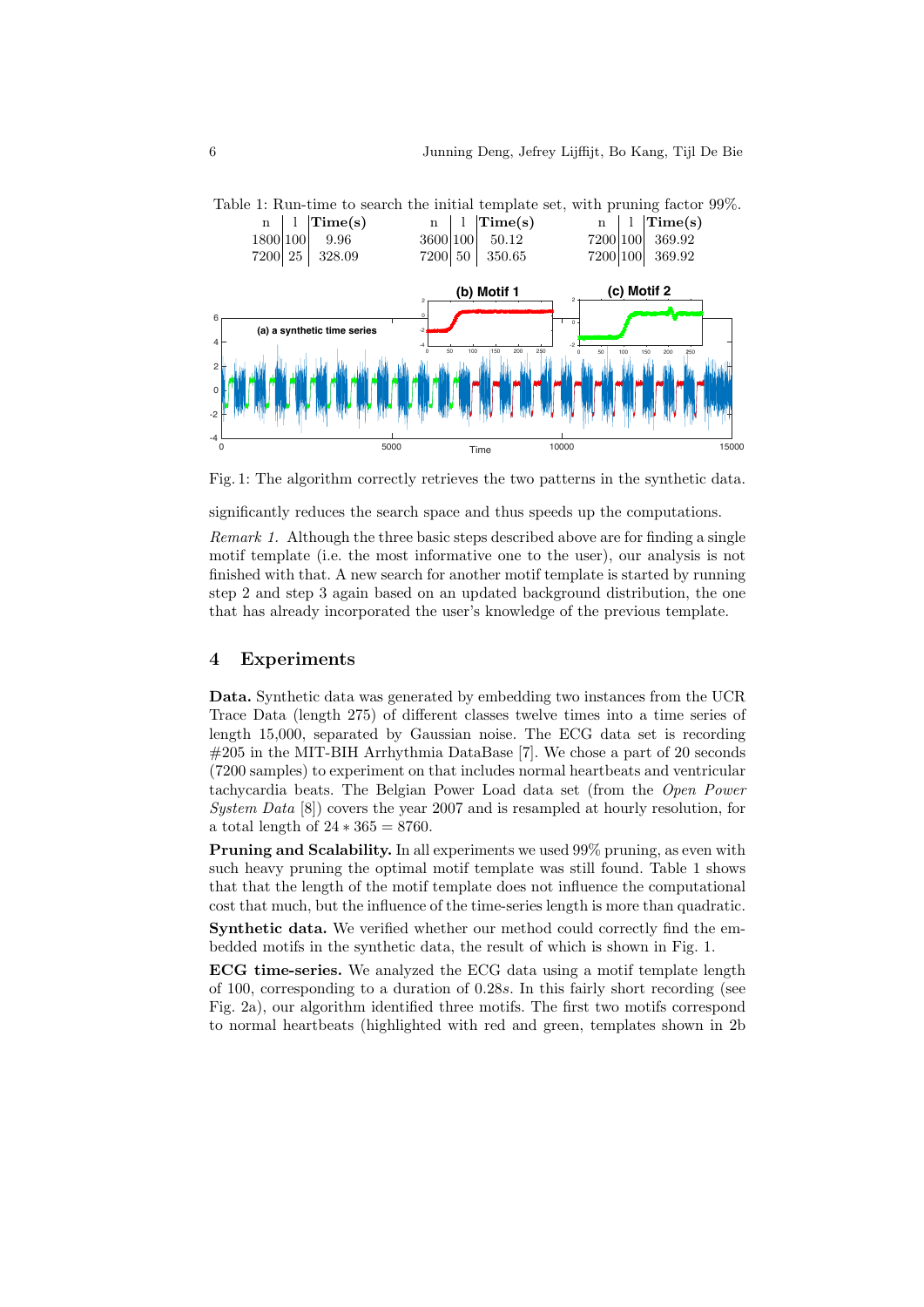Table 1: Run-time to search the initial template set, with pruning factor 99%.

| n | l | Time(s) | n | l | Time(s) | n | l | Time(s) |
|---|---|---|---|---|---|---|---|---|
| 1800 | 100 | 9.96 | 3600 | 100 | 50.12 | 7200 | 100 | 369.92 |
| 7200 | 25 | 328.09 | 7200 | 50 | 350.65 | 7200 | 100 | 369.92 |

Fig. 1: The algorithm correctly retrieves the two patterns in the synthetic data.

significantly reduces the search space and thus speeds up the computations.

*Remark 1.* Although the three basic steps described above are for finding a single motif template (i.e. the most informative one to the user), our analysis is not finished with that. A new search for another motif template is started by running step 2 and step 3 again based on an updated background distribution, the one that has already incorporated the user's knowledge of the previous template.

## 4 Experiments

**Data.** Synthetic data was generated by embedding two instances from the UCR Trace Data (length 275) of different classes twelve times into a time series of length 15,000, separated by Gaussian noise. The ECG data set is recording #205 in the MIT-BIH Arrhythmia DataBase [7]. We chose a part of 20 seconds (7200 samples) to experiment on that includes normal heartbeats and ventricular tachycardia beats. The Belgian Power Load data set (from the *Open Power System Data* [8]) covers the year 2007 and is resampled at hourly resolution, for a total length of $24 * 365 = 8760$.

**Pruning and Scalability.** In all experiments we used 99% pruning, as even with such heavy pruning the optimal motif template was still found. Table 1 shows that that the length of the motif template does not influence the computational cost that much, but the influence of the time-series length is more than quadratic.

**Synthetic data.** We verified whether our method could correctly find the embedded motifs in the synthetic data, the result of which is shown in Fig. 1.

**ECG time-series.** We analyzed the ECG data using a motif template length of 100, corresponding to a duration of $0.28s$. In this fairly short recording (see Fig. 2a), our algorithm identified three motifs. The first two motifs correspond to normal heartbeats (highlighted with red and green, templates shown in 2b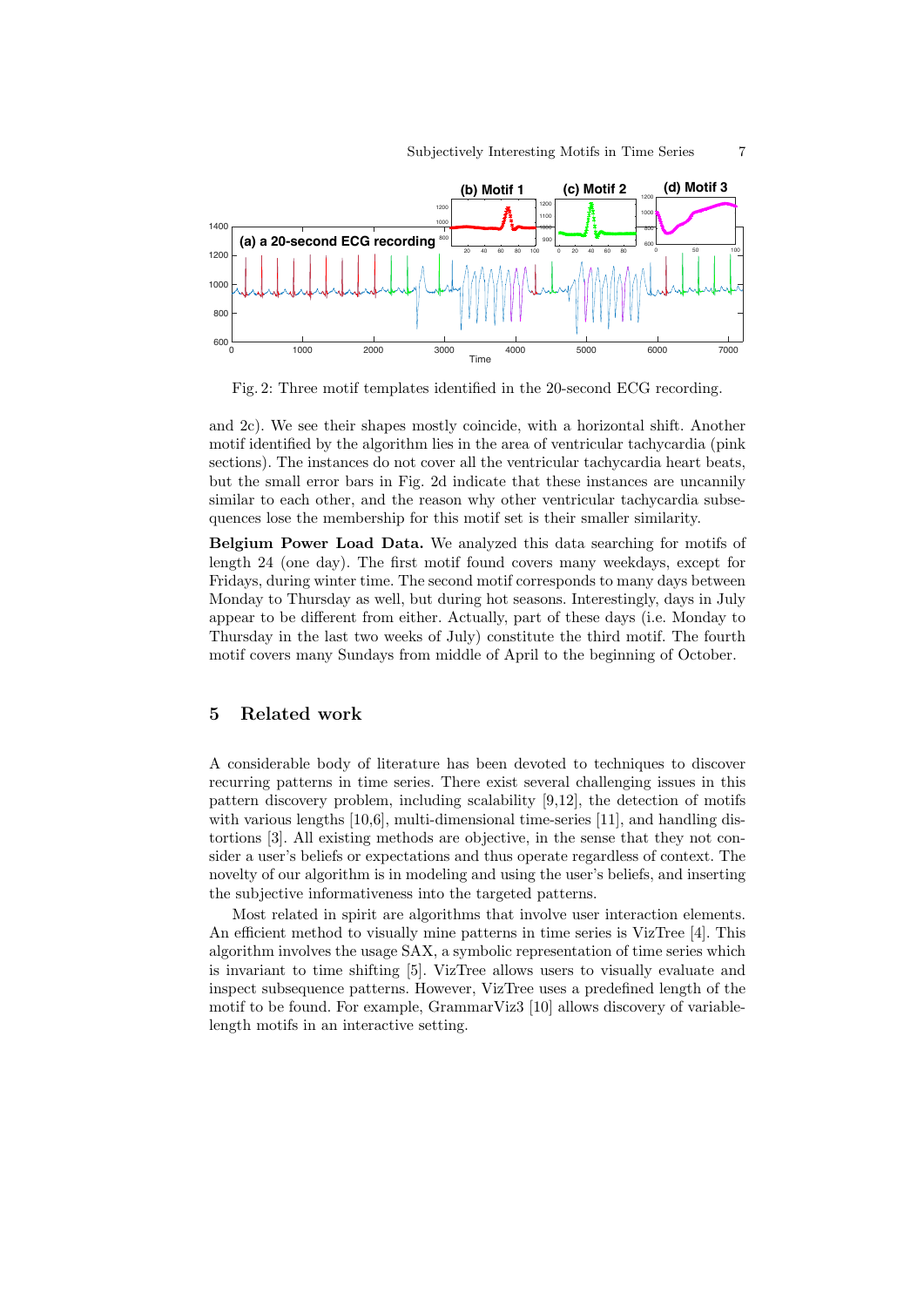Fig. 2: Three motif templates identified in the 20-second ECG recording.

and 2c). We see their shapes mostly coincide, with a horizontal shift. Another motif identified by the algorithm lies in the area of ventricular tachycardia (pink sections). The instances do not cover all the ventricular tachycardia heart beats, but the small error bars in Fig. 2d indicate that these instances are uncannily similar to each other, and the reason why other ventricular tachycardia subsequences lose the membership for this motif set is their smaller similarity.

**Belgium Power Load Data.** We analyzed this data searching for motifs of length 24 (one day). The first motif found covers many weekdays, except for Fridays, during winter time. The second motif corresponds to many days between Monday to Thursday as well, but during hot seasons. Interestingly, days in July appear to be different from either. Actually, part of these days (i.e. Monday to Thursday in the last two weeks of July) constitute the third motif. The fourth motif covers many Sundays from middle of April to the beginning of October.

## 5 Related work

A considerable body of literature has been devoted to techniques to discover recurring patterns in time series. There exist several challenging issues in this pattern discovery problem, including scalability [9,12], the detection of motifs with various lengths [10,6], multi-dimensional time-series [11], and handling distortions [3]. All existing methods are objective, in the sense that they not consider a user's beliefs or expectations and thus operate regardless of context. The novelty of our algorithm is in modeling and using the user's beliefs, and inserting the subjective informativeness into the targeted patterns.

Most related in spirit are algorithms that involve user interaction elements. An efficient method to visually mine patterns in time series is VizTree [4]. This algorithm involves the usage SAX, a symbolic representation of time series which is invariant to time shifting [5]. VizTree allows users to visually evaluate and inspect subsequence patterns. However, VizTree uses a predefined length of the motif to be found. For example, GrammarViz3 [10] allows discovery of variable-length motifs in an interactive setting.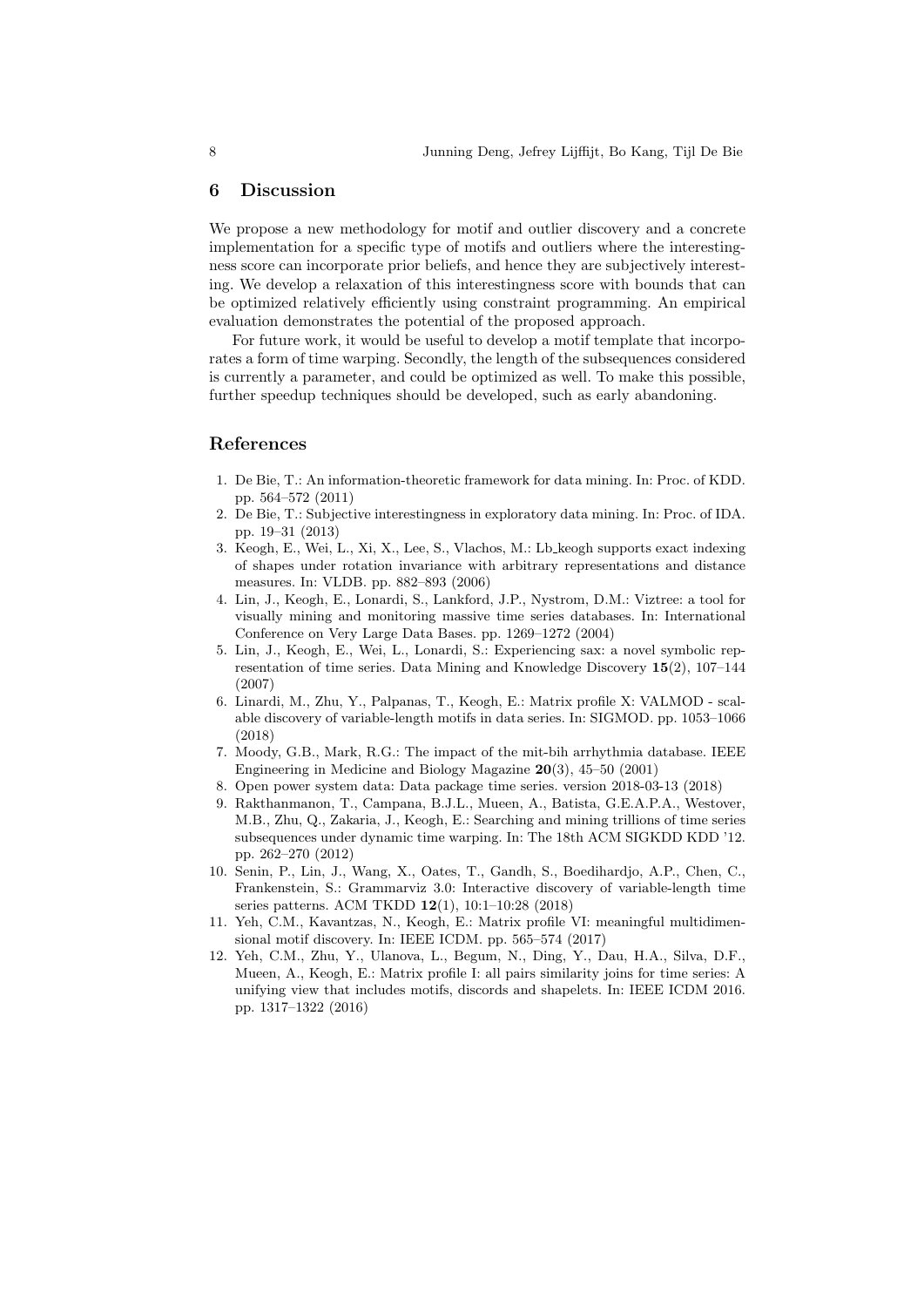## 6 Discussion

We propose a new methodology for motif and outlier discovery and a concrete implementation for a specific type of motifs and outliers where the interestingness score can incorporate prior beliefs, and hence they are subjectively interesting. We develop a relaxation of this interestingness score with bounds that can be optimized relatively efficiently using constraint programming. An empirical evaluation demonstrates the potential of the proposed approach.

For future work, it would be useful to develop a motif template that incorporates a form of time warping. Secondly, the length of the subsequences considered is currently a parameter, and could be optimized as well. To make this possible, further speedup techniques should be developed, such as early abandoning.

## References

1. De Bie, T.: An information-theoretic framework for data mining. In: Proc. of KDD. pp. 564–572 (2011)
2. De Bie, T.: Subjective interestingness in exploratory data mining. In: Proc. of IDA. pp. 19–31 (2013)
3. Keogh, E., Wei, L., Xi, X., Lee, S., Vlachos, M.: Lb_keogh supports exact indexing of shapes under rotation invariance with arbitrary representations and distance measures. In: VLDB. pp. 882–893 (2006)
4. Lin, J., Keogh, E., Lonardi, S., Lankford, J.P., Nystrom, D.M.: Viztree: a tool for visually mining and monitoring massive time series databases. In: International Conference on Very Large Data Bases. pp. 1269–1272 (2004)
5. Lin, J., Keogh, E., Wei, L., Lonardi, S.: Experiencing sax: a novel symbolic representation of time series. Data Mining and Knowledge Discovery **15**(2), 107–144 (2007)
6. Linardi, M., Zhu, Y., Palpanas, T., Keogh, E.: Matrix profile X: VALMOD - scalable discovery of variable-length motifs in data series. In: SIGMOD. pp. 1053–1066 (2018)
7. Moody, G.B., Mark, R.G.: The impact of the mit-bih arrhythmia database. IEEE Engineering in Medicine and Biology Magazine **20**(3), 45–50 (2001)
8. Open power system data: Data package time series. version 2018-03-13 (2018)
9. Rakthanmanon, T., Campana, B.J.L., Mueen, A., Batista, G.E.A.P.A., Westover, M.B., Zhu, Q., Zakaria, J., Keogh, E.: Searching and mining trillions of time series subsequences under dynamic time warping. In: The 18th ACM SIGKDD KDD '12. pp. 262–270 (2012)
10. Senin, P., Lin, J., Wang, X., Oates, T., Gandh, S., Boedihardjo, A.P., Chen, C., Frankenstein, S.: Grammarviz 3.0: Interactive discovery of variable-length time series patterns. ACM TKDD **12**(1), 10:1–10:28 (2018)
11. Yeh, C.M., Kavantzas, N., Keogh, E.: Matrix profile VI: meaningful multidimensional motif discovery. In: IEEE ICDM. pp. 565–574 (2017)
12. Yeh, C.M., Zhu, Y., Ulanova, L., Begum, N., Ding, Y., Dau, H.A., Silva, D.F., Mueen, A., Keogh, E.: Matrix profile I: all pairs similarity joins for time series: A unifying view that includes motifs, discords and shapelets. In: IEEE ICDM 2016. pp. 1317–1322 (2016)